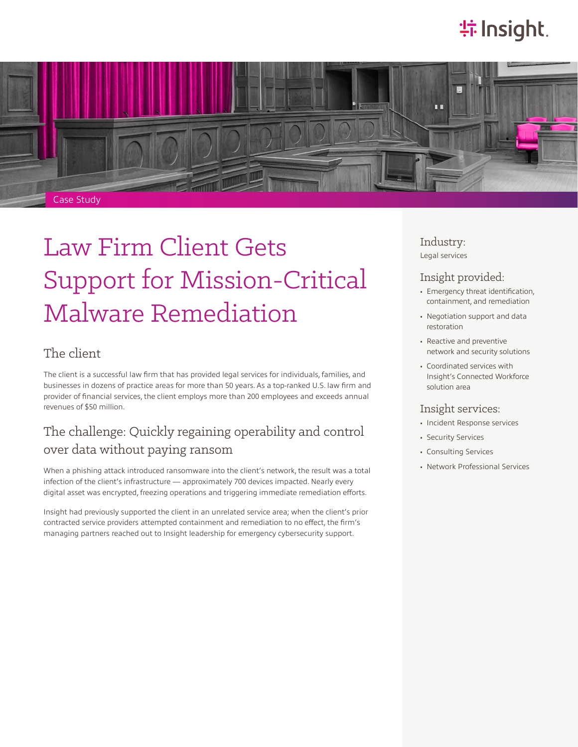Case Study

# Law Firm Client Gets Support for Mission-Critical Malware Remediation

## The client

The client is a successful law firm that has provided legal services for individuals, families, and businesses in dozens of practice areas for more than 50 years. As a top-ranked U.S. law firm and provider of financial services, the client employs more than 200 employees and exceeds annual revenues of $50 million.

## The challenge: Quickly regaining operability and control over data without paying ransom

When a phishing attack introduced ransomware into the client's network, the result was a total infection of the client's infrastructure — approximately 700 devices impacted. Nearly every digital asset was encrypted, freezing operations and triggering immediate remediation efforts.

Insight had previously supported the client in an unrelated service area; when the client's prior contracted service providers attempted containment and remediation to no effect, the firm's managing partners reached out to Insight leadership for emergency cybersecurity support.

### Industry:

Legal services

### Insight provided:

- Emergency threat identification, containment, and remediation
- Negotiation support and data restoration
- Reactive and preventive network and security solutions
- Coordinated services with Insight's Connected Workforce solution area

### Insight services:

- Incident Response services
- Security Services
- Consulting Services
- Network Professional Services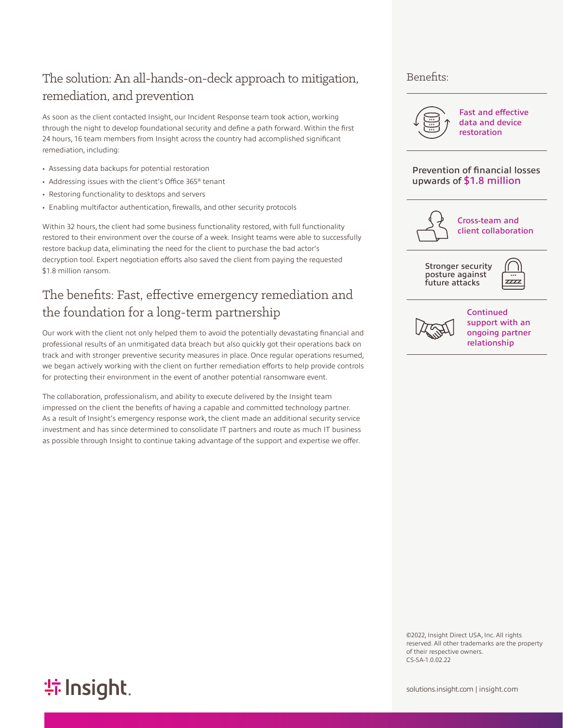## The solution: An all-hands-on-deck approach to mitigation, remediation, and prevention

As soon as the client contacted Insight, our Incident Response team took action, working through the night to develop foundational security and define a path forward. Within the first 24 hours, 16 team members from Insight across the country had accomplished significant remediation, including:

- Assessing data backups for potential restoration
- Addressing issues with the client's Office 365® tenant
- Restoring functionality to desktops and servers
- Enabling multifactor authentication, firewalls, and other security protocols

Within 32 hours, the client had some business functionality restored, with full functionality restored to their environment over the course of a week. Insight teams were able to successfully restore backup data, eliminating the need for the client to purchase the bad actor's decryption tool. Expert negotiation efforts also saved the client from paying the requested $1.8 million ransom.

## The benefits: Fast, effective emergency remediation and the foundation for a long-term partnership

Our work with the client not only helped them to avoid the potentially devastating financial and professional results of an unmitigated data breach but also quickly got their operations back on track and with stronger preventive security measures in place. Once regular operations resumed, we began actively working with the client on further remediation efforts to help provide controls for protecting their environment in the event of another potential ransomware event.

The collaboration, professionalism, and ability to execute delivered by the Insight team impressed on the client the benefits of having a capable and committed technology partner. As a result of Insight's emergency response work, the client made an additional security service investment and has since determined to consolidate IT partners and route as much IT business as possible through Insight to continue taking advantage of the support and expertise we offer.

## Benefits:

- Fast and effective data and device restoration
- Prevention of financial losses upwards of $1.8 million
- Cross-team and client collaboration
- Stronger security posture against future attacks
- Continued support with an ongoing partner relationship

©2022, Insight Direct USA, Inc. All rights reserved. All other trademarks are the property of their respective owners.
CS-SA-1.0.02.22

solutions.insight.com | insight.com